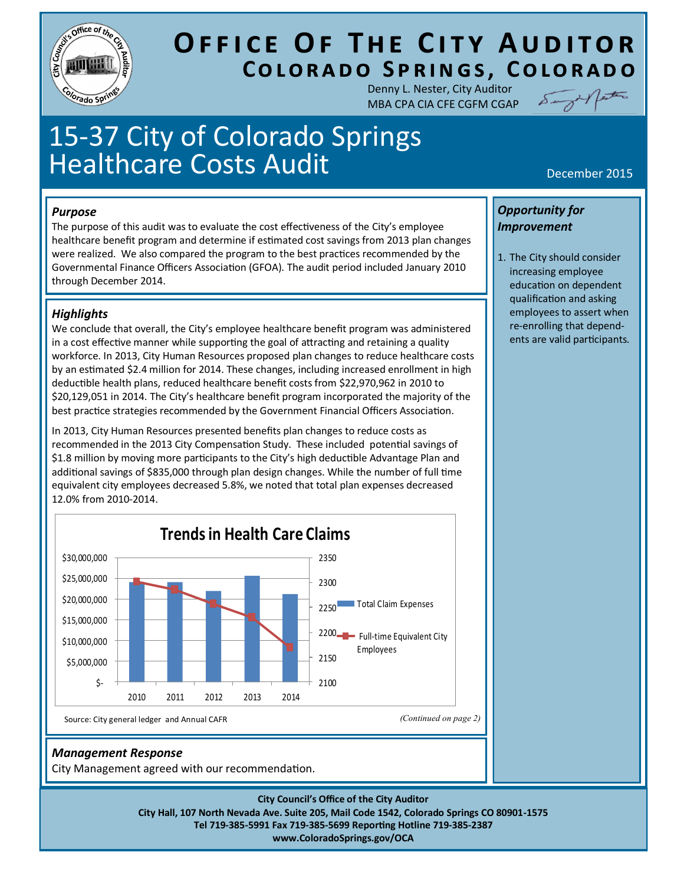# Office Of The City Auditor

## Colorado Springs, Colorado

Denny L. Nester, City Auditor
MBA CPA CIA CFE CGFM CGAP

# 15-37 City of Colorado Springs Healthcare Costs Audit

December 2015

### *Purpose*

The purpose of this audit was to evaluate the cost effectiveness of the City's employee healthcare benefit program and determine if estimated cost savings from 2013 plan changes were realized. We also compared the program to the best practices recommended by the Governmental Finance Officers Association (GFOA). The audit period included January 2010 through December 2014.

### *Highlights*

We conclude that overall, the City's employee healthcare benefit program was administered in a cost effective manner while supporting the goal of attracting and retaining a quality workforce. In 2013, City Human Resources proposed plan changes to reduce healthcare costs by an estimated $2.4 million for 2014. These changes, including increased enrollment in high deductible health plans, reduced healthcare benefit costs from $22,970,962 in 2010 to $20,129,051 in 2014. The City's healthcare benefit program incorporated the majority of the best practice strategies recommended by the Government Financial Officers Association.

In 2013, City Human Resources presented benefits plan changes to reduce costs as recommended in the 2013 City Compensation Study. These included potential savings of $1.8 million by moving more participants to the City's high deductible Advantage Plan and additional savings of $835,000 through plan design changes. While the number of full time equivalent city employees decreased 5.8%, we noted that total plan expenses decreased 12.0% from 2010-2014.

**Trends in Health Care Claims**

(Chart: Total Claim Expenses (bars, left axis $- to $30,000,000) and Full-time Equivalent City Employees (line, right axis 2100 to 2350), 2010–2014)

Source: City general ledger and Annual CAFR

*(Continued on page 2)*

### *Management Response*

City Management agreed with our recommendation.

### *Opportunity for Improvement*

1. The City should consider increasing employee education on dependent qualification and asking employees to assert when re-enrolling that dependents are valid participants.

**City Council's Office of the City Auditor**
**City Hall, 107 North Nevada Ave. Suite 205, Mail Code 1542, Colorado Springs CO 80901-1575**
**Tel 719-385-5991 Fax 719-385-5699 Reporting Hotline 719-385-2387**
**www.ColoradoSprings.gov/OCA**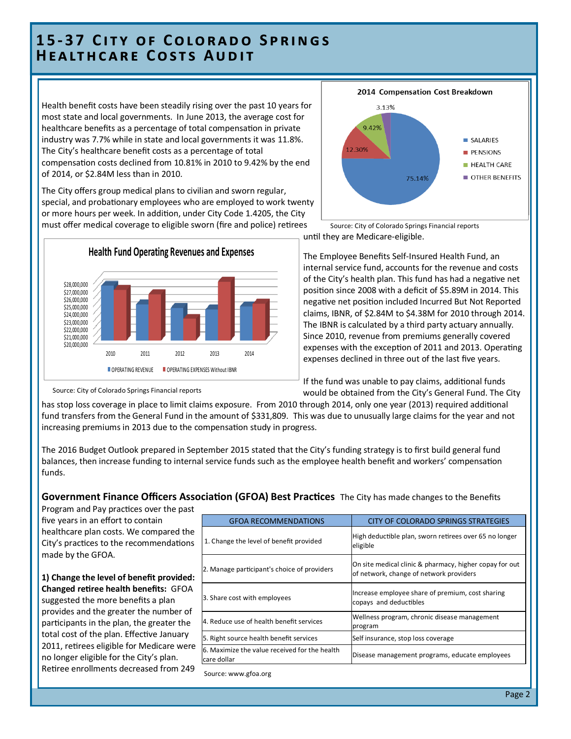# 15-37 City of Colorado Springs Healthcare Costs Audit

Health benefit costs have been steadily rising over the past 10 years for most state and local governments. In June 2013, the average cost for healthcare benefits as a percentage of total compensation in private industry was 7.7% while in state and local governments it was 11.8%. The City's healthcare benefit costs as a percentage of total compensation costs declined from 10.81% in 2010 to 9.42% by the end of 2014, or $2.84M less than in 2010.

**2014 Compensation Cost Breakdown**

| Category | Percentage |
|---|---|
| SALARIES | 75.14% |
| PENSIONS | 12.30% |
| HEALTH CARE | 9.42% |
| OTHER BENEFITS | 3.13% |

Source: City of Colorado Springs Financial reports

The City offers group medical plans to civilian and sworn regular, special, and probationary employees who are employed to work twenty or more hours per week. In addition, under City Code 1.4205, the City must offer medical coverage to eligible sworn (fire and police) retirees until they are Medicare-eligible.

**Health Fund Operating Revenues and Expenses**

(Bar chart, 2010–2014: OPERATING REVENUE and OPERATING EXPENSES Without IBNR; y-axis $20,000,000 to $28,000,000)

Source: City of Colorado Springs Financial reports

The Employee Benefits Self-Insured Health Fund, an internal service fund, accounts for the revenue and costs of the City's health plan. This fund has had a negative net position since 2008 with a deficit of $5.89M in 2014. This negative net position included Incurred But Not Reported claims, IBNR, of $2.84M to $4.38M for 2010 through 2014. The IBNR is calculated by a third party actuary annually. Since 2010, revenue from premiums generally covered expenses with the exception of 2011 and 2013. Operating expenses declined in three out of the last five years.

If the fund was unable to pay claims, additional funds would be obtained from the City's General Fund. The City has stop loss coverage in place to limit claims exposure. From 2010 through 2014, only one year (2013) required additional fund transfers from the General Fund in the amount of $331,809. This was due to unusually large claims for the year and not increasing premiums in 2013 due to the compensation study in progress.

The 2016 Budget Outlook prepared in September 2015 stated that the City's funding strategy is to first build general fund balances, then increase funding to internal service funds such as the employee health benefit and workers' compensation funds.

## Government Finance Officers Association (GFOA) Best Practices

The City has made changes to the Benefits Program and Pay practices over the past five years in an effort to contain healthcare plan costs. We compared the City's practices to the recommendations made by the GFOA.

| GFOA RECOMMENDATIONS | CITY OF COLORADO SPRINGS STRATEGIES |
|---|---|
| 1. Change the level of benefit provided | High deductible plan, sworn retirees over 65 no longer eligible |
| 2. Manage participant's choice of providers | On site medical clinic & pharmacy, higher copay for out of network, change of network providers |
| 3. Share cost with employees | Increase employee share of premium, cost sharing copays and deductibles |
| 4. Reduce use of health benefit services | Wellness program, chronic disease management program |
| 5. Right source health benefit services | Self insurance, stop loss coverage |
| 6. Maximize the value received for the health care dollar | Disease management programs, educate employees |

Source: www.gfoa.org

**1) Change the level of benefit provided: Changed retiree health benefits:** GFOA suggested the more benefits a plan provides and the greater the number of participants in the plan, the greater the total cost of the plan. Effective January 2011, retirees eligible for Medicare were no longer eligible for the City's plan. Retiree enrollments decreased from 249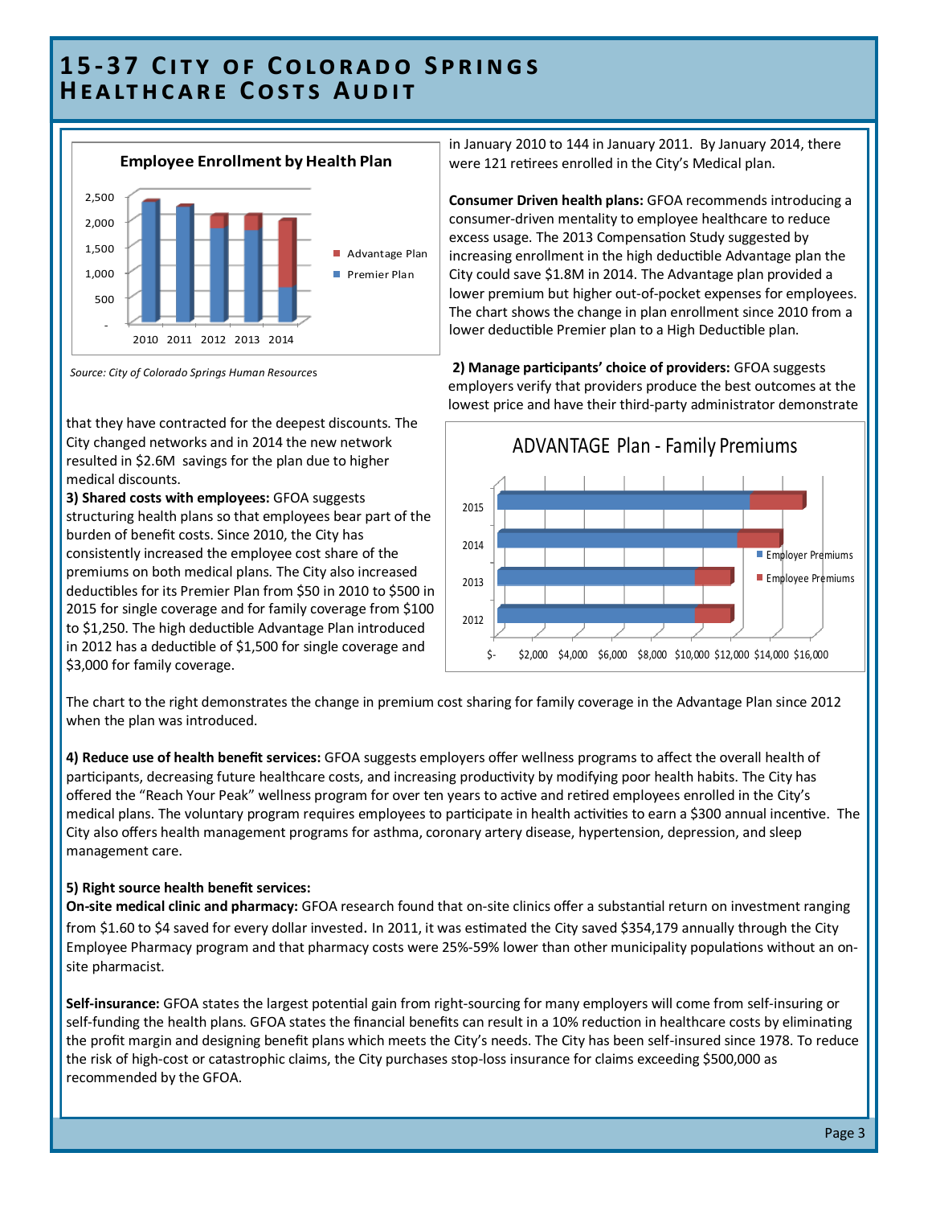# 15-37 City of Colorado Springs Healthcare Costs Audit

**Employee Enrollment by Health Plan**

*Source: City of Colorado Springs Human Resources*

in January 2010 to 144 in January 2011. By January 2014, there were 121 retirees enrolled in the City's Medical plan.

**Consumer Driven health plans:** GFOA recommends introducing a consumer-driven mentality to employee healthcare to reduce excess usage. The 2013 Compensation Study suggested by increasing enrollment in the high deductible Advantage plan the City could save $1.8M in 2014. The Advantage plan provided a lower premium but higher out-of-pocket expenses for employees. The chart shows the change in plan enrollment since 2010 from a lower deductible Premier plan to a High Deductible plan.

**2) Manage participants' choice of providers:** GFOA suggests employers verify that providers produce the best outcomes at the lowest price and have their third-party administrator demonstrate that they have contracted for the deepest discounts. The City changed networks and in 2014 the new network resulted in $2.6M savings for the plan due to higher medical discounts.

**3) Shared costs with employees:** GFOA suggests structuring health plans so that employees bear part of the burden of benefit costs. Since 2010, the City has consistently increased the employee cost share of the premiums on both medical plans. The City also increased deductibles for its Premier Plan from $50 in 2010 to $500 in 2015 for single coverage and for family coverage from $100 to $1,250. The high deductible Advantage Plan introduced in 2012 has a deductible of $1,500 for single coverage and $3,000 for family coverage.

**ADVANTAGE Plan - Family Premiums**

The chart to the right demonstrates the change in premium cost sharing for family coverage in the Advantage Plan since 2012 when the plan was introduced.

**4) Reduce use of health benefit services:** GFOA suggests employers offer wellness programs to affect the overall health of participants, decreasing future healthcare costs, and increasing productivity by modifying poor health habits. The City has offered the "Reach Your Peak" wellness program for over ten years to active and retired employees enrolled in the City's medical plans. The voluntary program requires employees to participate in health activities to earn a $300 annual incentive. The City also offers health management programs for asthma, coronary artery disease, hypertension, depression, and sleep management care.

**5) Right source health benefit services:**

**On-site medical clinic and pharmacy:** GFOA research found that on-site clinics offer a substantial return on investment ranging from $1.60 to $4 saved for every dollar invested. In 2011, it was estimated the City saved $354,179 annually through the City Employee Pharmacy program and that pharmacy costs were 25%-59% lower than other municipality populations without an on-site pharmacist.

**Self-insurance:** GFOA states the largest potential gain from right-sourcing for many employers will come from self-insuring or self-funding the health plans. GFOA states the financial benefits can result in a 10% reduction in healthcare costs by eliminating the profit margin and designing benefit plans which meets the City's needs. The City has been self-insured since 1978. To reduce the risk of high-cost or catastrophic claims, the City purchases stop-loss insurance for claims exceeding $500,000 as recommended by the GFOA.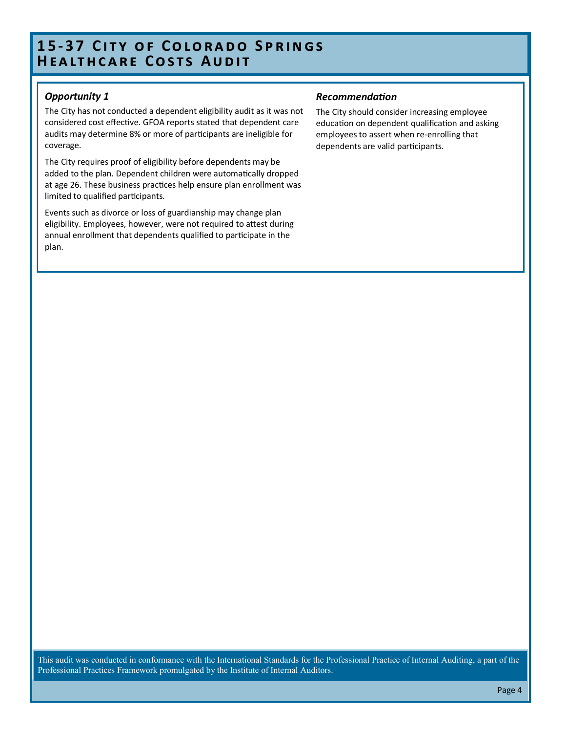# 15-37 City of Colorado Springs Healthcare Costs Audit

### *Opportunity 1*

The City has not conducted a dependent eligibility audit as it was not considered cost effective. GFOA reports stated that dependent care audits may determine 8% or more of participants are ineligible for coverage.

The City requires proof of eligibility before dependents may be added to the plan. Dependent children were automatically dropped at age 26. These business practices help ensure plan enrollment was limited to qualified participants.

Events such as divorce or loss of guardianship may change plan eligibility. Employees, however, were not required to attest during annual enrollment that dependents qualified to participate in the plan.

### *Recommendation*

The City should consider increasing employee education on dependent qualification and asking employees to assert when re-enrolling that dependents are valid participants.

This audit was conducted in conformance with the International Standards for the Professional Practice of Internal Auditing, a part of the Professional Practices Framework promulgated by the Institute of Internal Auditors.